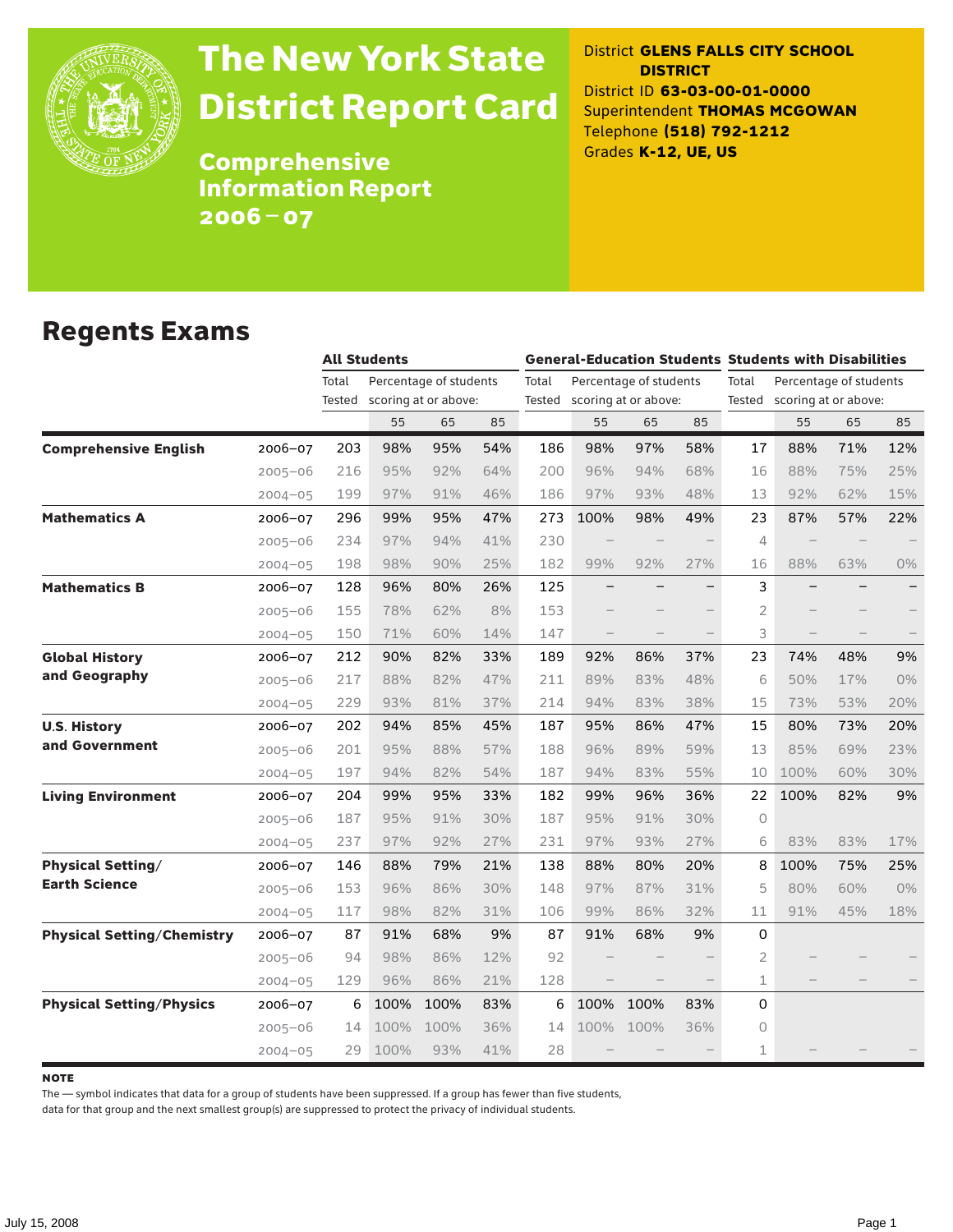# The New York State District Report Card

## Comprehensive Information Report 2006–07

District **GLENS FALLS CITY SCHOOL DISTRICT**
District ID **63-03-00-01-0000**
Superintendent **THOMAS MCGOWAN**
Telephone **(518) 792-1212**
Grades **K-12, UE, US**

## Regents Exams

| | | All Students | | | | General-Education Students | | | | Students with Disabilities | | | |
|---|---|---|---|---|---|---|---|---|---|---|---|---|---|
| | | Total Tested | Percentage of students scoring at or above: | | | Total Tested | Percentage of students scoring at or above: | | | Total Tested | Percentage of students scoring at or above: | | |
| | | | 55 | 65 | 85 | | 55 | 65 | 85 | | 55 | 65 | 85 |
| **Comprehensive English** | 2006–07 | 203 | 98% | 95% | 54% | 186 | 98% | 97% | 58% | 17 | 88% | 71% | 12% |
| | 2005–06 | 216 | 95% | 92% | 64% | 200 | 96% | 94% | 68% | 16 | 88% | 75% | 25% |
| | 2004–05 | 199 | 97% | 91% | 46% | 186 | 97% | 93% | 48% | 13 | 92% | 62% | 15% |
| **Mathematics A** | 2006–07 | 296 | 99% | 95% | 47% | 273 | 100% | 98% | 49% | 23 | 87% | 57% | 22% |
| | 2005–06 | 234 | 97% | 94% | 41% | 230 | – | – | – | 4 | – | – | – |
| | 2004–05 | 198 | 98% | 90% | 25% | 182 | 99% | 92% | 27% | 16 | 88% | 63% | 0% |
| **Mathematics B** | 2006–07 | 128 | 96% | 80% | 26% | 125 | – | – | – | 3 | – | – | – |
| | 2005–06 | 155 | 78% | 62% | 8% | 153 | – | – | – | 2 | – | – | – |
| | 2004–05 | 150 | 71% | 60% | 14% | 147 | – | – | – | 3 | – | – | – |
| **Global History and Geography** | 2006–07 | 212 | 90% | 82% | 33% | 189 | 92% | 86% | 37% | 23 | 74% | 48% | 9% |
| | 2005–06 | 217 | 88% | 82% | 47% | 211 | 89% | 83% | 48% | 6 | 50% | 17% | 0% |
| | 2004–05 | 229 | 93% | 81% | 37% | 214 | 94% | 83% | 38% | 15 | 73% | 53% | 20% |
| **U.S. History and Government** | 2006–07 | 202 | 94% | 85% | 45% | 187 | 95% | 86% | 47% | 15 | 80% | 73% | 20% |
| | 2005–06 | 201 | 95% | 88% | 57% | 188 | 96% | 89% | 59% | 13 | 85% | 69% | 23% |
| | 2004–05 | 197 | 94% | 82% | 54% | 187 | 94% | 83% | 55% | 10 | 100% | 60% | 30% |
| **Living Environment** | 2006–07 | 204 | 99% | 95% | 33% | 182 | 99% | 96% | 36% | 22 | 100% | 82% | 9% |
| | 2005–06 | 187 | 95% | 91% | 30% | 187 | 95% | 91% | 30% | 0 | | | |
| | 2004–05 | 237 | 97% | 92% | 27% | 231 | 97% | 93% | 27% | 6 | 83% | 83% | 17% |
| **Physical Setting/ Earth Science** | 2006–07 | 146 | 88% | 79% | 21% | 138 | 88% | 80% | 20% | 8 | 100% | 75% | 25% |
| | 2005–06 | 153 | 96% | 86% | 30% | 148 | 97% | 87% | 31% | 5 | 80% | 60% | 0% |
| | 2004–05 | 117 | 98% | 82% | 31% | 106 | 99% | 86% | 32% | 11 | 91% | 45% | 18% |
| **Physical Setting/Chemistry** | 2006–07 | 87 | 91% | 68% | 9% | 87 | 91% | 68% | 9% | 0 | | | |
| | 2005–06 | 94 | 98% | 86% | 12% | 92 | – | – | – | 2 | – | – | – |
| | 2004–05 | 129 | 96% | 86% | 21% | 128 | – | – | – | 1 | – | – | – |
| **Physical Setting/Physics** | 2006–07 | 6 | 100% | 100% | 83% | 6 | 100% | 100% | 83% | 0 | | | |
| | 2005–06 | 14 | 100% | 100% | 36% | 14 | 100% | 100% | 36% | 0 | | | |
| | 2004–05 | 29 | 100% | 93% | 41% | 28 | – | – | – | 1 | – | – | – |

**NOTE**

The — symbol indicates that data for a group of students have been suppressed. If a group has fewer than five students, data for that group and the next smallest group(s) are suppressed to protect the privacy of individual students.

July 15, 2008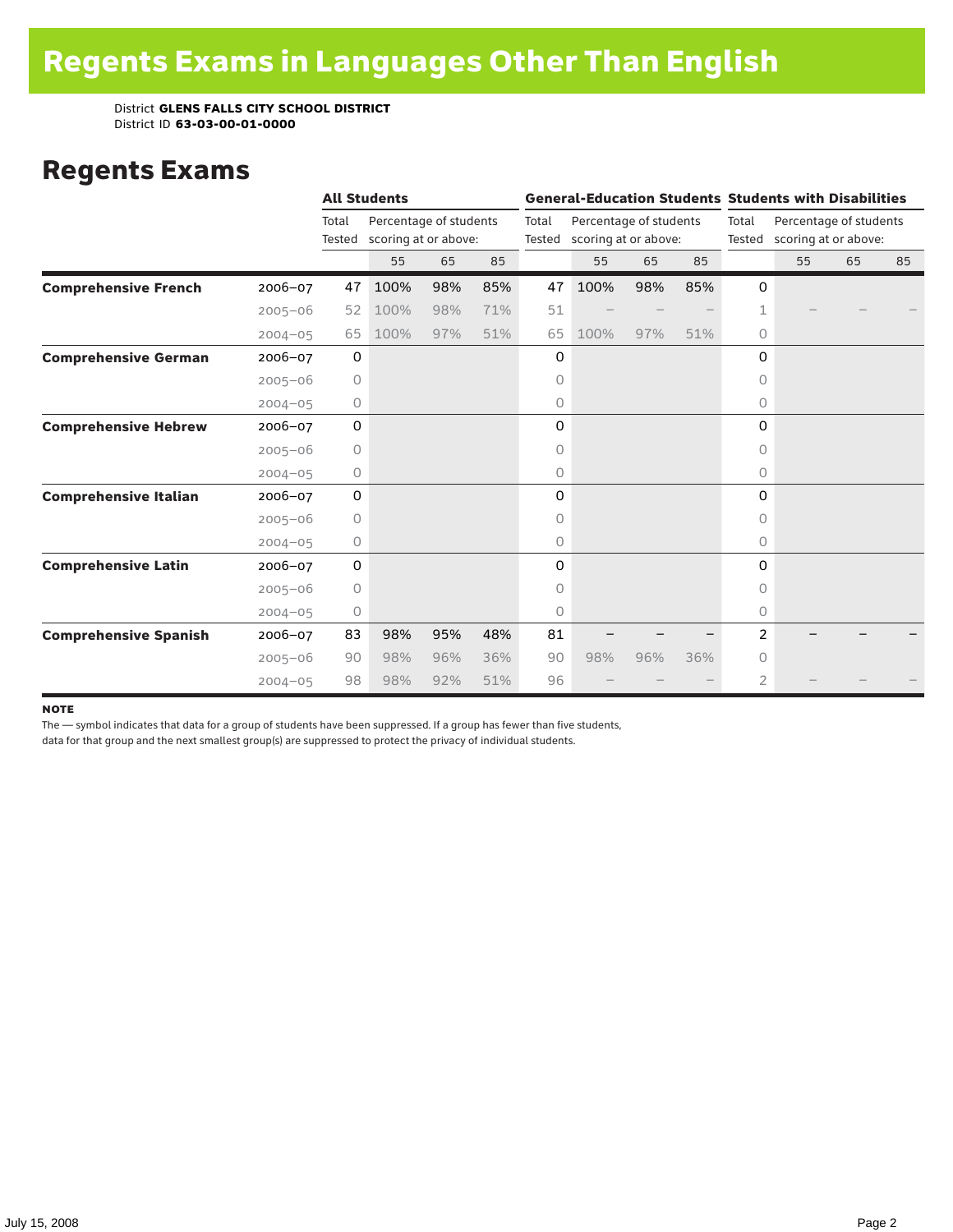# Regents Exams in Languages Other Than English

District **GLENS FALLS CITY SCHOOL DISTRICT**
District ID **63-03-00-01-0000**

## Regents Exams

| | | All Students | | | | General-Education Students | | | | Students with Disabilities | | | |
|---|---|---|---|---|---|---|---|---|---|---|---|---|---|
| | | Total Tested | Percentage of students scoring at or above: | | | Total Tested | Percentage of students scoring at or above: | | | Total Tested | Percentage of students scoring at or above: | | |
| | | | 55 | 65 | 85 | | 55 | 65 | 85 | | 55 | 65 | 85 |
| **Comprehensive French** | 2006–07 | 47 | 100% | 98% | 85% | 47 | 100% | 98% | 85% | 0 | | | |
| | 2005–06 | 52 | 100% | 98% | 71% | 51 | – | – | – | 1 | – | – | – |
| | 2004–05 | 65 | 100% | 97% | 51% | 65 | 100% | 97% | 51% | 0 | | | |
| **Comprehensive German** | 2006–07 | 0 | | | | 0 | | | | 0 | | | |
| | 2005–06 | 0 | | | | 0 | | | | 0 | | | |
| | 2004–05 | 0 | | | | 0 | | | | 0 | | | |
| **Comprehensive Hebrew** | 2006–07 | 0 | | | | 0 | | | | 0 | | | |
| | 2005–06 | 0 | | | | 0 | | | | 0 | | | |
| | 2004–05 | 0 | | | | 0 | | | | 0 | | | |
| **Comprehensive Italian** | 2006–07 | 0 | | | | 0 | | | | 0 | | | |
| | 2005–06 | 0 | | | | 0 | | | | 0 | | | |
| | 2004–05 | 0 | | | | 0 | | | | 0 | | | |
| **Comprehensive Latin** | 2006–07 | 0 | | | | 0 | | | | 0 | | | |
| | 2005–06 | 0 | | | | 0 | | | | 0 | | | |
| | 2004–05 | 0 | | | | 0 | | | | 0 | | | |
| **Comprehensive Spanish** | 2006–07 | 83 | 98% | 95% | 48% | 81 | – | – | – | 2 | – | – | – |
| | 2005–06 | 90 | 98% | 96% | 36% | 90 | 98% | 96% | 36% | 0 | | | |
| | 2004–05 | 98 | 98% | 92% | 51% | 96 | – | – | – | 2 | – | – | – |

**NOTE**
The — symbol indicates that data for a group of students have been suppressed. If a group has fewer than five students, data for that group and the next smallest group(s) are suppressed to protect the privacy of individual students.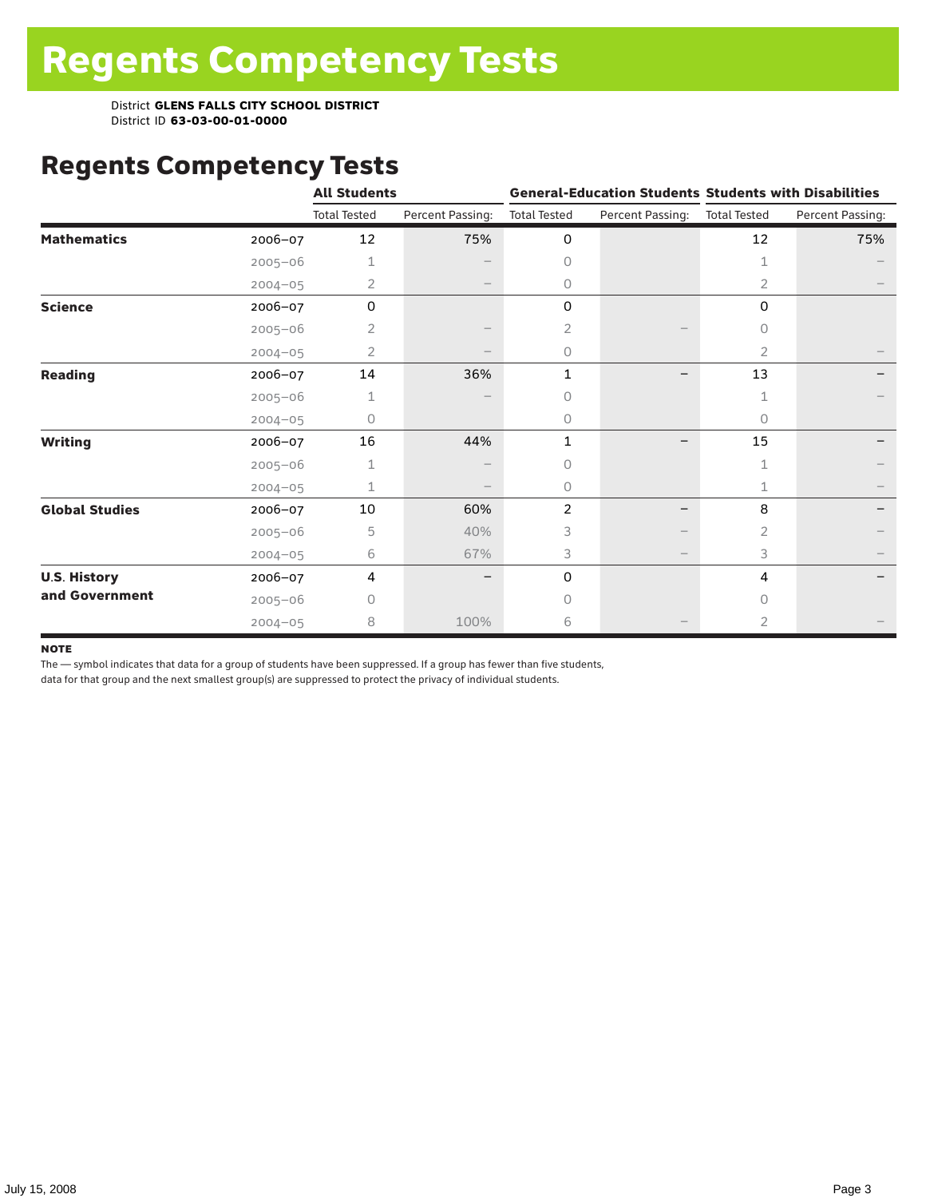// Regents Competency Tests

District **GLENS FALLS CITY SCHOOL DISTRICT**
District ID **63-03-00-01-0000**

## Regents Competency Tests

| | | All Students | | General-Education Students | | Students with Disabilities | |
|---|---|---|---|---|---|---|---|
| | | Total Tested | Percent Passing: | Total Tested | Percent Passing: | Total Tested | Percent Passing: |
| **Mathematics** | 2006–07 | 12 | 75% | 0 | | 12 | 75% |
| | 2005–06 | 1 | – | 0 | | 1 | – |
| | 2004–05 | 2 | – | 0 | | 2 | – |
| **Science** | 2006–07 | 0 | | 0 | | 0 | |
| | 2005–06 | 2 | – | 2 | – | 0 | |
| | 2004–05 | 2 | – | 0 | | 2 | – |
| **Reading** | 2006–07 | 14 | 36% | 1 | – | 13 | – |
| | 2005–06 | 1 | – | 0 | | 1 | – |
| | 2004–05 | 0 | | 0 | | 0 | |
| **Writing** | 2006–07 | 16 | 44% | 1 | – | 15 | – |
| | 2005–06 | 1 | – | 0 | | 1 | – |
| | 2004–05 | 1 | – | 0 | | 1 | – |
| **Global Studies** | 2006–07 | 10 | 60% | 2 | – | 8 | – |
| | 2005–06 | 5 | 40% | 3 | – | 2 | – |
| | 2004–05 | 6 | 67% | 3 | – | 3 | – |
| **U.S. History and Government** | 2006–07 | 4 | – | 0 | | 4 | – |
| | 2005–06 | 0 | | 0 | | 0 | |
| | 2004–05 | 8 | 100% | 6 | – | 2 | – |

**NOTE**

The — symbol indicates that data for a group of students have been suppressed. If a group has fewer than five students, data for that group and the next smallest group(s) are suppressed to protect the privacy of individual students.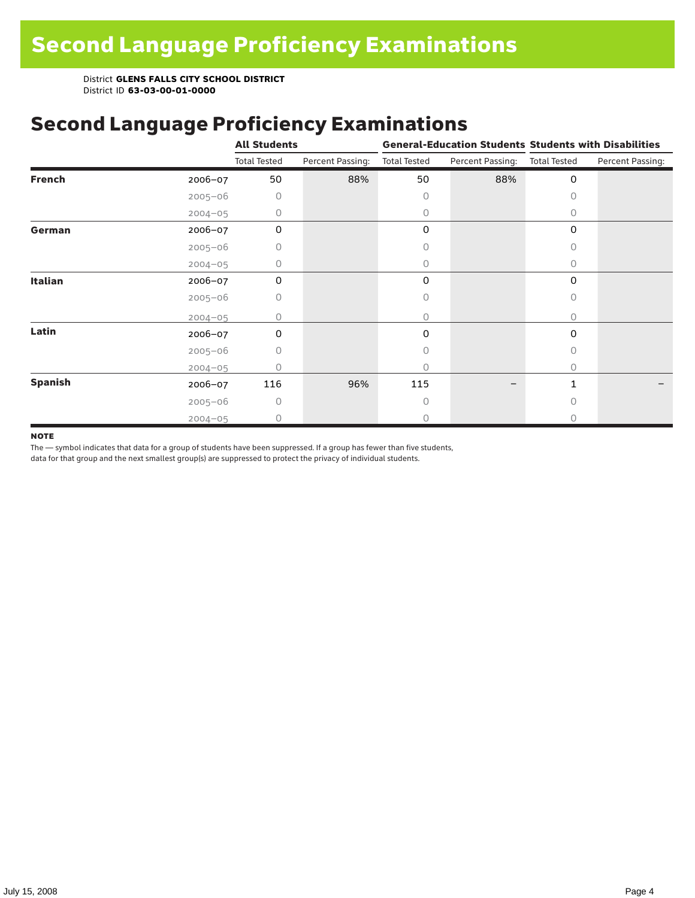# Second Language Proficiency Examinations

District **GLENS FALLS CITY SCHOOL DISTRICT**
District ID **63-03-00-01-0000**

## Second Language Proficiency Examinations

| | | All Students | | General-Education Students | | Students with Disabilities | |
|---|---|---|---|---|---|---|---|
| | | Total Tested | Percent Passing: | Total Tested | Percent Passing: | Total Tested | Percent Passing: |
| **French** | 2006–07 | 50 | 88% | 50 | 88% | 0 | |
| | 2005–06 | 0 | | 0 | | 0 | |
| | 2004–05 | 0 | | 0 | | 0 | |
| **German** | 2006–07 | 0 | | 0 | | 0 | |
| | 2005–06 | 0 | | 0 | | 0 | |
| | 2004–05 | 0 | | 0 | | 0 | |
| **Italian** | 2006–07 | 0 | | 0 | | 0 | |
| | 2005–06 | 0 | | 0 | | 0 | |
| | 2004–05 | 0 | | 0 | | 0 | |
| **Latin** | 2006–07 | 0 | | 0 | | 0 | |
| | 2005–06 | 0 | | 0 | | 0 | |
| | 2004–05 | 0 | | 0 | | 0 | |
| **Spanish** | 2006–07 | 116 | 96% | 115 | – | 1 | – |
| | 2005–06 | 0 | | 0 | | 0 | |
| | 2004–05 | 0 | | 0 | | 0 | |

**NOTE**

The — symbol indicates that data for a group of students have been suppressed. If a group has fewer than five students, data for that group and the next smallest group(s) are suppressed to protect the privacy of individual students.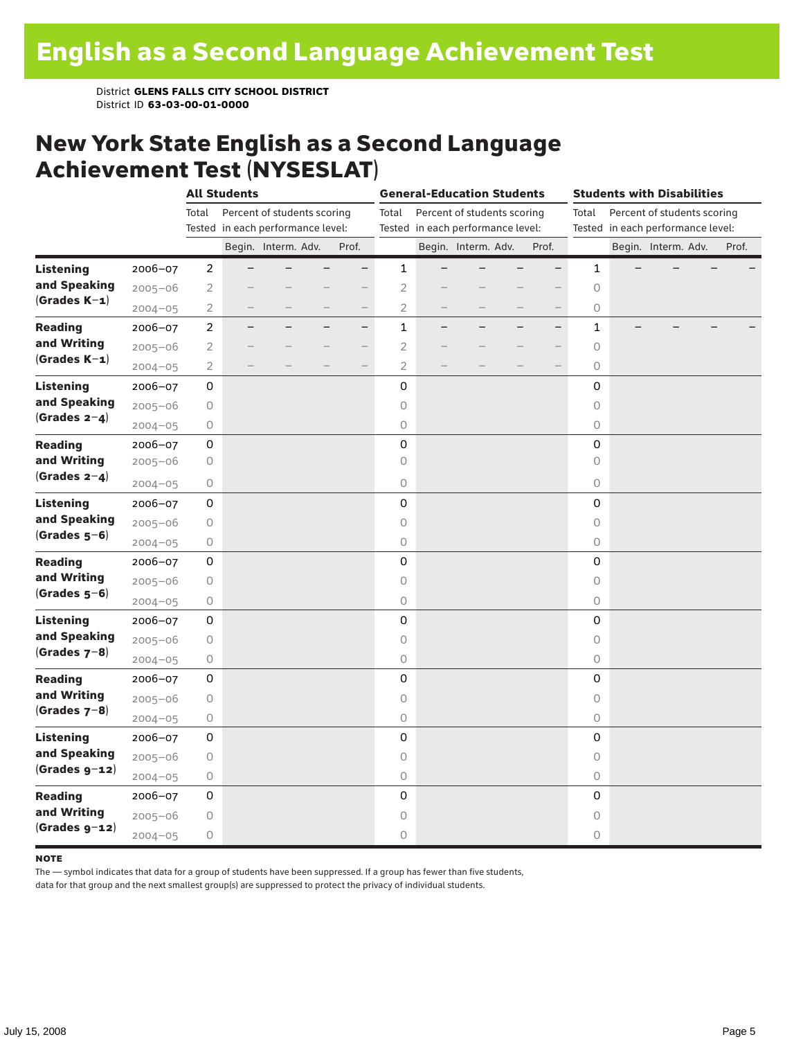# English as a Second Language Achievement Test

District **GLENS FALLS CITY SCHOOL DISTRICT**
District ID **63-03-00-01-0000**

## New York State English as a Second Language Achievement Test (NYSESLAT)

| | | All Students | | | | | General-Education Students | | | | | Students with Disabilities | | | | |
|---|---|---|---|---|---|---|---|---|---|---|---|---|---|---|---|---|
| | | Total Tested | Percent of students scoring in each performance level: | | | | Total Tested | Percent of students scoring in each performance level: | | | | Total Tested | Percent of students scoring in each performance level: | | | |
| | | | Begin. | Interm. | Adv. | Prof. | | Begin. | Interm. | Adv. | Prof. | | Begin. | Interm. | Adv. | Prof. |
| **Listening and Speaking (Grades K–1)** | 2006–07 | 2 | – | – | – | – | 1 | – | – | – | – | 1 | – | – | – | – |
| | 2005–06 | 2 | – | – | – | – | 2 | – | – | – | – | 0 | | | | |
| | 2004–05 | 2 | – | – | – | – | 2 | – | – | – | – | 0 | | | | |
| **Reading and Writing (Grades K–1)** | 2006–07 | 2 | – | – | – | – | 1 | – | – | – | – | 1 | – | – | – | – |
| | 2005–06 | 2 | – | – | – | – | 2 | – | – | – | – | 0 | | | | |
| | 2004–05 | 2 | – | – | – | – | 2 | – | – | – | – | 0 | | | | |
| **Listening and Speaking (Grades 2–4)** | 2006–07 | 0 | | | | | 0 | | | | | 0 | | | | |
| | 2005–06 | 0 | | | | | 0 | | | | | 0 | | | | |
| | 2004–05 | 0 | | | | | 0 | | | | | 0 | | | | |
| **Reading and Writing (Grades 2–4)** | 2006–07 | 0 | | | | | 0 | | | | | 0 | | | | |
| | 2005–06 | 0 | | | | | 0 | | | | | 0 | | | | |
| | 2004–05 | 0 | | | | | 0 | | | | | 0 | | | | |
| **Listening and Speaking (Grades 5–6)** | 2006–07 | 0 | | | | | 0 | | | | | 0 | | | | |
| | 2005–06 | 0 | | | | | 0 | | | | | 0 | | | | |
| | 2004–05 | 0 | | | | | 0 | | | | | 0 | | | | |
| **Reading and Writing (Grades 5–6)** | 2006–07 | 0 | | | | | 0 | | | | | 0 | | | | |
| | 2005–06 | 0 | | | | | 0 | | | | | 0 | | | | |
| | 2004–05 | 0 | | | | | 0 | | | | | 0 | | | | |
| **Listening and Speaking (Grades 7–8)** | 2006–07 | 0 | | | | | 0 | | | | | 0 | | | | |
| | 2005–06 | 0 | | | | | 0 | | | | | 0 | | | | |
| | 2004–05 | 0 | | | | | 0 | | | | | 0 | | | | |
| **Reading and Writing (Grades 7–8)** | 2006–07 | 0 | | | | | 0 | | | | | 0 | | | | |
| | 2005–06 | 0 | | | | | 0 | | | | | 0 | | | | |
| | 2004–05 | 0 | | | | | 0 | | | | | 0 | | | | |
| **Listening and Speaking (Grades 9–12)** | 2006–07 | 0 | | | | | 0 | | | | | 0 | | | | |
| | 2005–06 | 0 | | | | | 0 | | | | | 0 | | | | |
| | 2004–05 | 0 | | | | | 0 | | | | | 0 | | | | |
| **Reading and Writing (Grades 9–12)** | 2006–07 | 0 | | | | | 0 | | | | | 0 | | | | |
| | 2005–06 | 0 | | | | | 0 | | | | | 0 | | | | |
| | 2004–05 | 0 | | | | | 0 | | | | | 0 | | | | |

**NOTE**
The — symbol indicates that data for a group of students have been suppressed. If a group has fewer than five students, data for that group and the next smallest group(s) are suppressed to protect the privacy of individual students.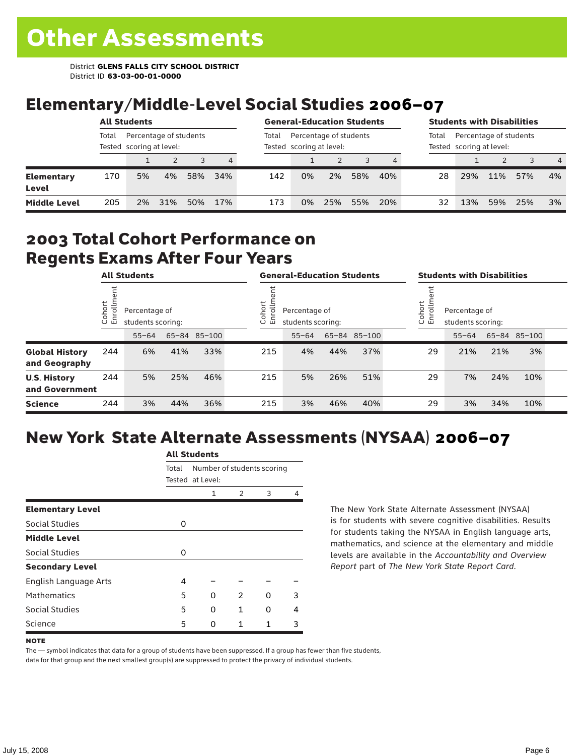# Other Assessments

District **GLENS FALLS CITY SCHOOL DISTRICT**
District ID **63-03-00-01-0000**

## Elementary/Middle-Level Social Studies 2006–07

| | All Students | | | | | General-Education Students | | | | | Students with Disabilities | | | | |
|---|---|---|---|---|---|---|---|---|---|---|---|---|---|---|---|
| | Total Tested | Percentage of students scoring at level: | | | | Total Tested | Percentage of students scoring at level: | | | | Total Tested | Percentage of students scoring at level: | | | |
| | | 1 | 2 | 3 | 4 | | 1 | 2 | 3 | 4 | | 1 | 2 | 3 | 4 |
| **Elementary Level** | 170 | 5% | 4% | 58% | 34% | 142 | 0% | 2% | 58% | 40% | 28 | 29% | 11% | 57% | 4% |
| **Middle Level** | 205 | 2% | 31% | 50% | 17% | 173 | 0% | 25% | 55% | 20% | 32 | 13% | 59% | 25% | 3% |

## 2003 Total Cohort Performance on Regents Exams After Four Years

| | All Students | | | | General-Education Students | | | | Students with Disabilities | | | |
|---|---|---|---|---|---|---|---|---|---|---|---|---|
| | Cohort Enrollment | Percentage of students scoring: | | | Cohort Enrollment | Percentage of students scoring: | | | Cohort Enrollment | Percentage of students scoring: | | |
| | | 55–64 | 65–84 | 85–100 | | 55–64 | 65–84 | 85–100 | | 55–64 | 65–84 | 85–100 |
| **Global History and Geography** | 244 | 6% | 41% | 33% | 215 | 4% | 44% | 37% | 29 | 21% | 21% | 3% |
| **U.S. History and Government** | 244 | 5% | 25% | 46% | 215 | 5% | 26% | 51% | 29 | 7% | 24% | 10% |
| **Science** | 244 | 3% | 44% | 36% | 215 | 3% | 46% | 40% | 29 | 3% | 34% | 10% |

## New York State Alternate Assessments (NYSAA) 2006–07

| | All Students | | | | |
|---|---|---|---|---|---|
| | Total Tested | Number of students scoring at Level: | | | |
| | | 1 | 2 | 3 | 4 |
| **Elementary Level** | | | | | |
| Social Studies | 0 | | | | |
| **Middle Level** | | | | | |
| Social Studies | 0 | | | | |
| **Secondary Level** | | | | | |
| English Language Arts | 4 | – | – | – | – |
| Mathematics | 5 | 0 | 2 | 0 | 3 |
| Social Studies | 5 | 0 | 1 | 0 | 4 |
| Science | 5 | 0 | 1 | 1 | 3 |

The New York State Alternate Assessment (NYSAA) is for students with severe cognitive disabilities. Results for students taking the NYSAA in English language arts, mathematics, and science at the elementary and middle levels are available in the *Accountability and Overview Report* part of *The New York State Report Card*.

**NOTE**

The — symbol indicates that data for a group of students have been suppressed. If a group has fewer than five students, data for that group and the next smallest group(s) are suppressed to protect the privacy of individual students.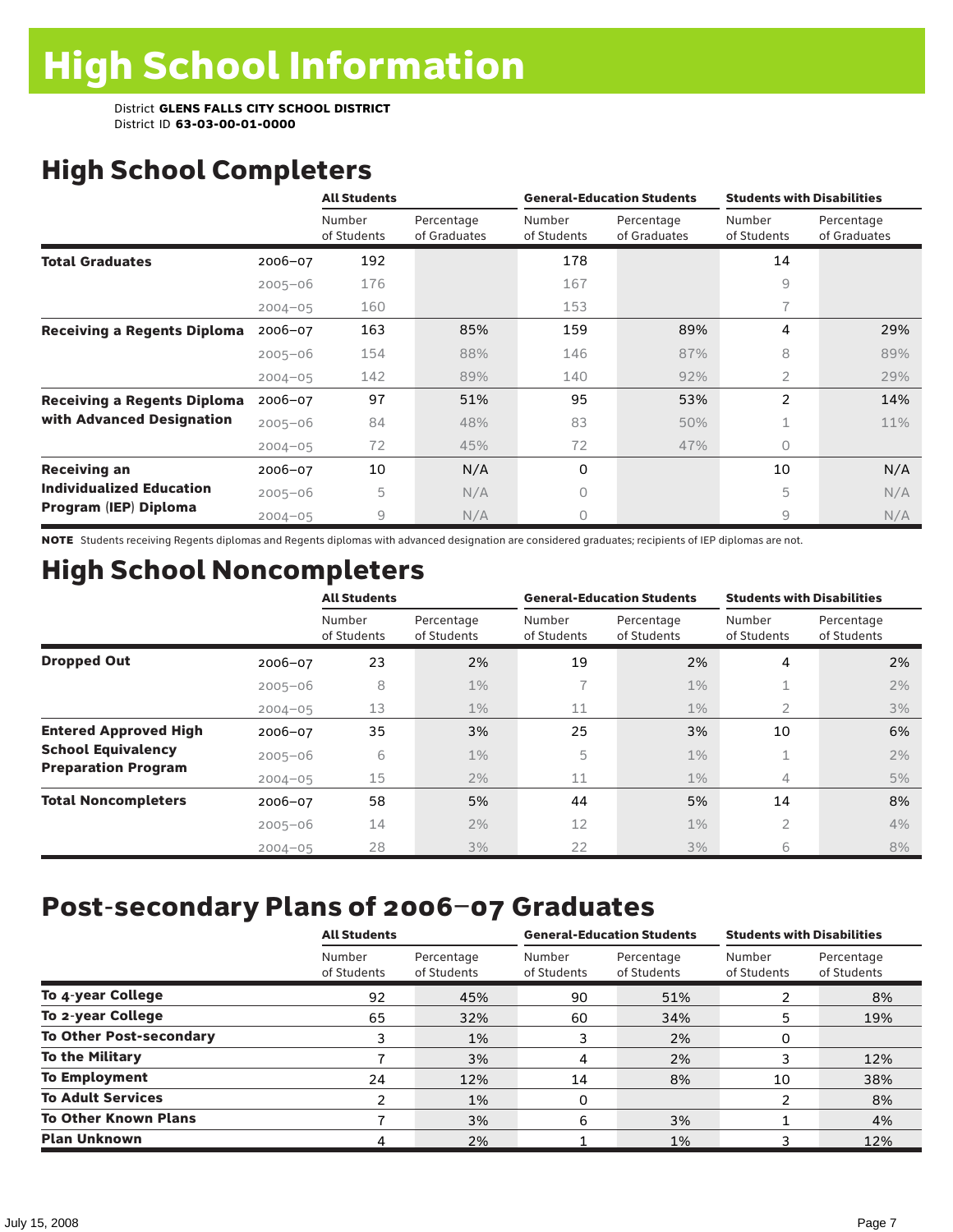# High School Information

District **GLENS FALLS CITY SCHOOL DISTRICT**
District ID **63-03-00-01-0000**

## High School Completers

| | | All Students | | General-Education Students | | Students with Disabilities | |
|---|---|---|---|---|---|---|---|
| | | Number of Students | Percentage of Graduates | Number of Students | Percentage of Graduates | Number of Students | Percentage of Graduates |
| **Total Graduates** | 2006–07 | 192 | | 178 | | 14 | |
| | 2005–06 | 176 | | 167 | | 9 | |
| | 2004–05 | 160 | | 153 | | 7 | |
| **Receiving a Regents Diploma** | 2006–07 | 163 | 85% | 159 | 89% | 4 | 29% |
| | 2005–06 | 154 | 88% | 146 | 87% | 8 | 89% |
| | 2004–05 | 142 | 89% | 140 | 92% | 2 | 29% |
| **Receiving a Regents Diploma with Advanced Designation** | 2006–07 | 97 | 51% | 95 | 53% | 2 | 14% |
| | 2005–06 | 84 | 48% | 83 | 50% | 1 | 11% |
| | 2004–05 | 72 | 45% | 72 | 47% | 0 | |
| **Receiving an Individualized Education Program (IEP) Diploma** | 2006–07 | 10 | N/A | 0 | | 10 | N/A |
| | 2005–06 | 5 | N/A | 0 | | 5 | N/A |
| | 2004–05 | 9 | N/A | 0 | | 9 | N/A |

**NOTE** Students receiving Regents diplomas and Regents diplomas with advanced designation are considered graduates; recipients of IEP diplomas are not.

## High School Noncompleters

| | | All Students | | General-Education Students | | Students with Disabilities | |
|---|---|---|---|---|---|---|---|
| | | Number of Students | Percentage of Students | Number of Students | Percentage of Students | Number of Students | Percentage of Students |
| **Dropped Out** | 2006–07 | 23 | 2% | 19 | 2% | 4 | 2% |
| | 2005–06 | 8 | 1% | 7 | 1% | 1 | 2% |
| | 2004–05 | 13 | 1% | 11 | 1% | 2 | 3% |
| **Entered Approved High School Equivalency Preparation Program** | 2006–07 | 35 | 3% | 25 | 3% | 10 | 6% |
| | 2005–06 | 6 | 1% | 5 | 1% | 1 | 2% |
| | 2004–05 | 15 | 2% | 11 | 1% | 4 | 5% |
| **Total Noncompleters** | 2006–07 | 58 | 5% | 44 | 5% | 14 | 8% |
| | 2005–06 | 14 | 2% | 12 | 1% | 2 | 4% |
| | 2004–05 | 28 | 3% | 22 | 3% | 6 | 8% |

## Post-secondary Plans of 2006–07 Graduates

| | All Students | | General-Education Students | | Students with Disabilities | |
|---|---|---|---|---|---|---|
| | Number of Students | Percentage of Students | Number of Students | Percentage of Students | Number of Students | Percentage of Students |
| **To 4-year College** | 92 | 45% | 90 | 51% | 2 | 8% |
| **To 2-year College** | 65 | 32% | 60 | 34% | 5 | 19% |
| **To Other Post-secondary** | 3 | 1% | 3 | 2% | 0 | |
| **To the Military** | 7 | 3% | 4 | 2% | 3 | 12% |
| **To Employment** | 24 | 12% | 14 | 8% | 10 | 38% |
| **To Adult Services** | 2 | 1% | 0 | | 2 | 8% |
| **To Other Known Plans** | 7 | 3% | 6 | 3% | 1 | 4% |
| **Plan Unknown** | 4 | 2% | 1 | 1% | 3 | 12% |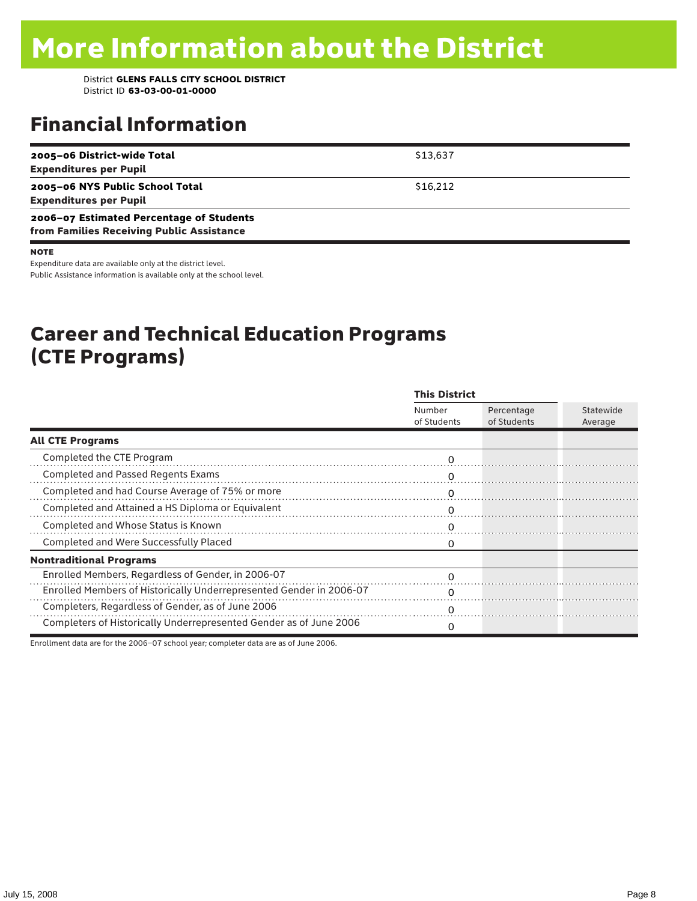// More Information about the District

District **GLENS FALLS CITY SCHOOL DISTRICT**
District ID **63-03-00-01-0000**

## Financial Information

| | |
|---|---|
| **2005–06 District-wide Total Expenditures per Pupil** | $13,637 |
| **2005–06 NYS Public School Total Expenditures per Pupil** | $16,212 |
| **2006–07 Estimated Percentage of Students from Families Receiving Public Assistance** | |

**NOTE**
Expenditure data are available only at the district level.
Public Assistance information is available only at the school level.

## Career and Technical Education Programs (CTE Programs)

| | This District | | |
|---|---|---|---|
| | Number of Students | Percentage of Students | Statewide Average |
| **All CTE Programs** | | | |
| Completed the CTE Program | 0 | | |
| Completed and Passed Regents Exams | 0 | | |
| Completed and had Course Average of 75% or more | 0 | | |
| Completed and Attained a HS Diploma or Equivalent | 0 | | |
| Completed and Whose Status is Known | 0 | | |
| Completed and Were Successfully Placed | 0 | | |
| **Nontraditional Programs** | | | |
| Enrolled Members, Regardless of Gender, in 2006-07 | 0 | | |
| Enrolled Members of Historically Underrepresented Gender in 2006-07 | 0 | | |
| Completers, Regardless of Gender, as of June 2006 | 0 | | |
| Completers of Historically Underrepresented Gender as of June 2006 | 0 | | |

Enrollment data are for the 2006–07 school year; completer data are as of June 2006.